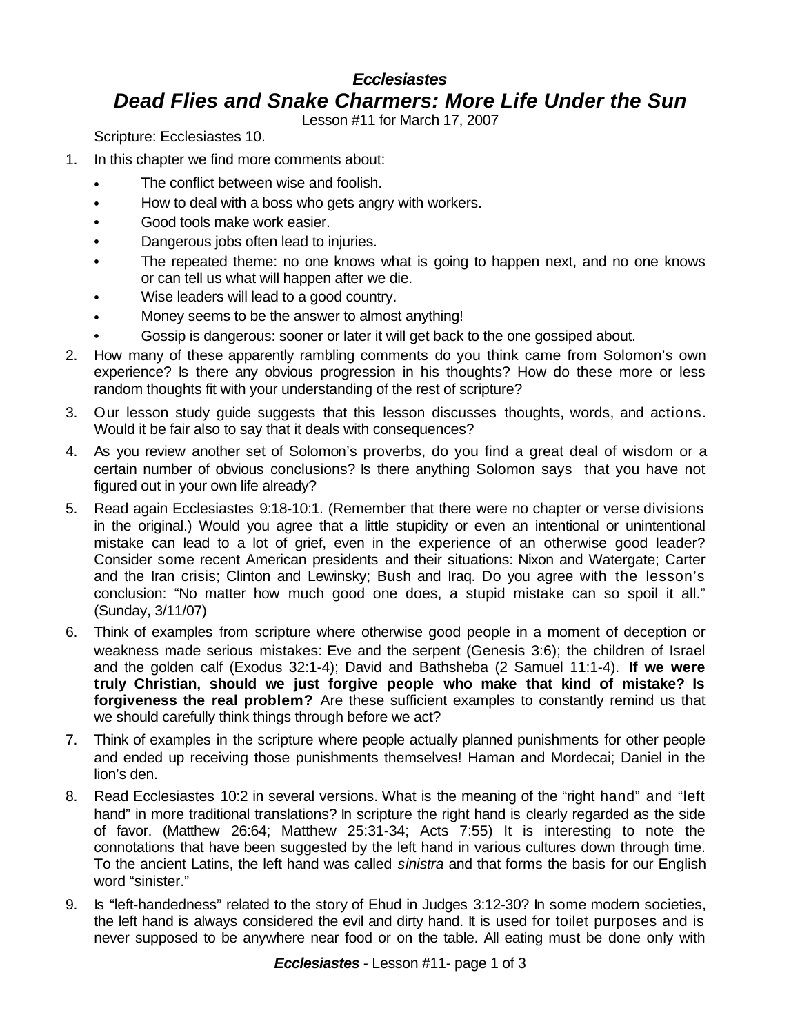# *Ecclesiastes*

## *Dead Flies and Snake Charmers: More Life Under the Sun*

Lesson #11 for March 17, 2007

Scripture: Ecclesiastes 10.

1. In this chapter we find more comments about:
   - The conflict between wise and foolish.
   - How to deal with a boss who gets angry with workers.
   - Good tools make work easier.
   - Dangerous jobs often lead to injuries.
   - The repeated theme: no one knows what is going to happen next, and no one knows or can tell us what will happen after we die.
   - Wise leaders will lead to a good country.
   - Money seems to be the answer to almost anything!
   - Gossip is dangerous: sooner or later it will get back to the one gossiped about.
2. How many of these apparently rambling comments do you think came from Solomon's own experience? Is there any obvious progression in his thoughts? How do these more or less random thoughts fit with your understanding of the rest of scripture?
3. Our lesson study guide suggests that this lesson discusses thoughts, words, and actions. Would it be fair also to say that it deals with consequences?
4. As you review another set of Solomon's proverbs, do you find a great deal of wisdom or a certain number of obvious conclusions? Is there anything Solomon says that you have not figured out in your own life already?
5. Read again Ecclesiastes 9:18-10:1. (Remember that there were no chapter or verse divisions in the original.) Would you agree that a little stupidity or even an intentional or unintentional mistake can lead to a lot of grief, even in the experience of an otherwise good leader? Consider some recent American presidents and their situations: Nixon and Watergate; Carter and the Iran crisis; Clinton and Lewinsky; Bush and Iraq. Do you agree with the lesson's conclusion: "No matter how much good one does, a stupid mistake can so spoil it all." (Sunday, 3/11/07)
6. Think of examples from scripture where otherwise good people in a moment of deception or weakness made serious mistakes: Eve and the serpent (Genesis 3:6); the children of Israel and the golden calf (Exodus 32:1-4); David and Bathsheba (2 Samuel 11:1-4). **If we were truly Christian, should we just forgive people who make that kind of mistake? Is forgiveness the real problem?** Are these sufficient examples to constantly remind us that we should carefully think things through before we act?
7. Think of examples in the scripture where people actually planned punishments for other people and ended up receiving those punishments themselves! Haman and Mordecai; Daniel in the lion's den.
8. Read Ecclesiastes 10:2 in several versions. What is the meaning of the "right hand" and "left hand" in more traditional translations? In scripture the right hand is clearly regarded as the side of favor. (Matthew 26:64; Matthew 25:31-34; Acts 7:55) It is interesting to note the connotations that have been suggested by the left hand in various cultures down through time. To the ancient Latins, the left hand was called *sinistra* and that forms the basis for our English word "sinister."
9. Is "left-handedness" related to the story of Ehud in Judges 3:12-30? In some modern societies, the left hand is always considered the evil and dirty hand. It is used for toilet purposes and is never supposed to be anywhere near food or on the table. All eating must be done only with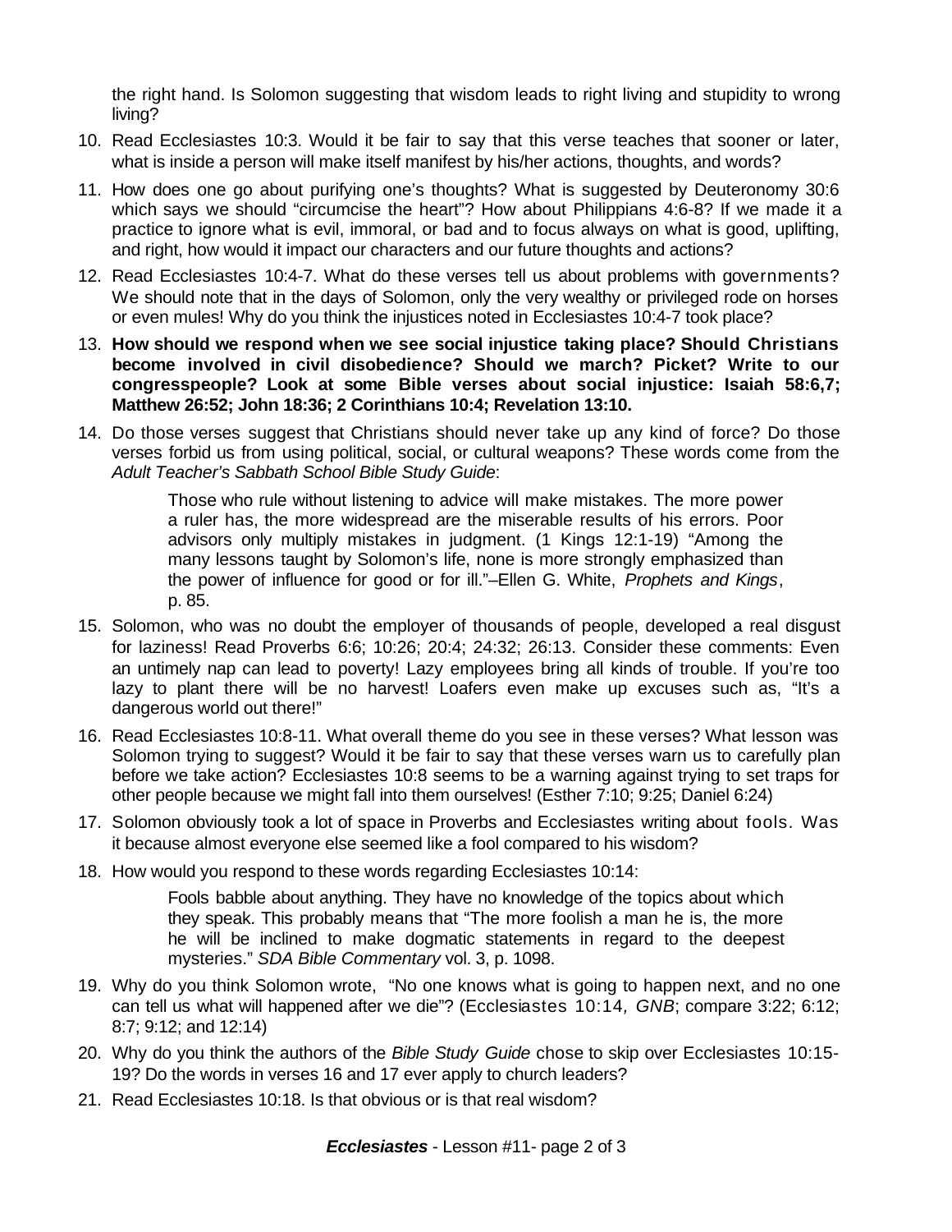the right hand. Is Solomon suggesting that wisdom leads to right living and stupidity to wrong living?

10. Read Ecclesiastes 10:3. Would it be fair to say that this verse teaches that sooner or later, what is inside a person will make itself manifest by his/her actions, thoughts, and words?

11. How does one go about purifying one's thoughts? What is suggested by Deuteronomy 30:6 which says we should "circumcise the heart"? How about Philippians 4:6-8? If we made it a practice to ignore what is evil, immoral, or bad and to focus always on what is good, uplifting, and right, how would it impact our characters and our future thoughts and actions?

12. Read Ecclesiastes 10:4-7. What do these verses tell us about problems with governments? We should note that in the days of Solomon, only the very wealthy or privileged rode on horses or even mules! Why do you think the injustices noted in Ecclesiastes 10:4-7 took place?

13. **How should we respond when we see social injustice taking place? Should Christians become involved in civil disobedience? Should we march? Picket? Write to our congresspeople? Look at some Bible verses about social injustice: Isaiah 58:6,7; Matthew 26:52; John 18:36; 2 Corinthians 10:4; Revelation 13:10.**

14. Do those verses suggest that Christians should never take up any kind of force? Do those verses forbid us from using political, social, or cultural weapons? These words come from the *Adult Teacher's Sabbath School Bible Study Guide*:

    > Those who rule without listening to advice will make mistakes. The more power a ruler has, the more widespread are the miserable results of his errors. Poor advisors only multiply mistakes in judgment. (1 Kings 12:1-19) "Among the many lessons taught by Solomon's life, none is more strongly emphasized than the power of influence for good or for ill."–Ellen G. White, *Prophets and Kings*, p. 85.

15. Solomon, who was no doubt the employer of thousands of people, developed a real disgust for laziness! Read Proverbs 6:6; 10:26; 20:4; 24:32; 26:13. Consider these comments: Even an untimely nap can lead to poverty! Lazy employees bring all kinds of trouble. If you're too lazy to plant there will be no harvest! Loafers even make up excuses such as, "It's a dangerous world out there!"

16. Read Ecclesiastes 10:8-11. What overall theme do you see in these verses? What lesson was Solomon trying to suggest? Would it be fair to say that these verses warn us to carefully plan before we take action? Ecclesiastes 10:8 seems to be a warning against trying to set traps for other people because we might fall into them ourselves! (Esther 7:10; 9:25; Daniel 6:24)

17. Solomon obviously took a lot of space in Proverbs and Ecclesiastes writing about fools. Was it because almost everyone else seemed like a fool compared to his wisdom?

18. How would you respond to these words regarding Ecclesiastes 10:14:

    > Fools babble about anything. They have no knowledge of the topics about which they speak. This probably means that "The more foolish a man he is, the more he will be inclined to make dogmatic statements in regard to the deepest mysteries." *SDA Bible Commentary* vol. 3, p. 1098.

19. Why do you think Solomon wrote, "No one knows what is going to happen next, and no one can tell us what will happened after we die"? (Ecclesiastes 10:14*, GNB*; compare 3:22; 6:12; 8:7; 9:12; and 12:14)

20. Why do you think the authors of the *Bible Study Guide* chose to skip over Ecclesiastes 10:15-19? Do the words in verses 16 and 17 ever apply to church leaders?

21. Read Ecclesiastes 10:18. Is that obvious or is that real wisdom?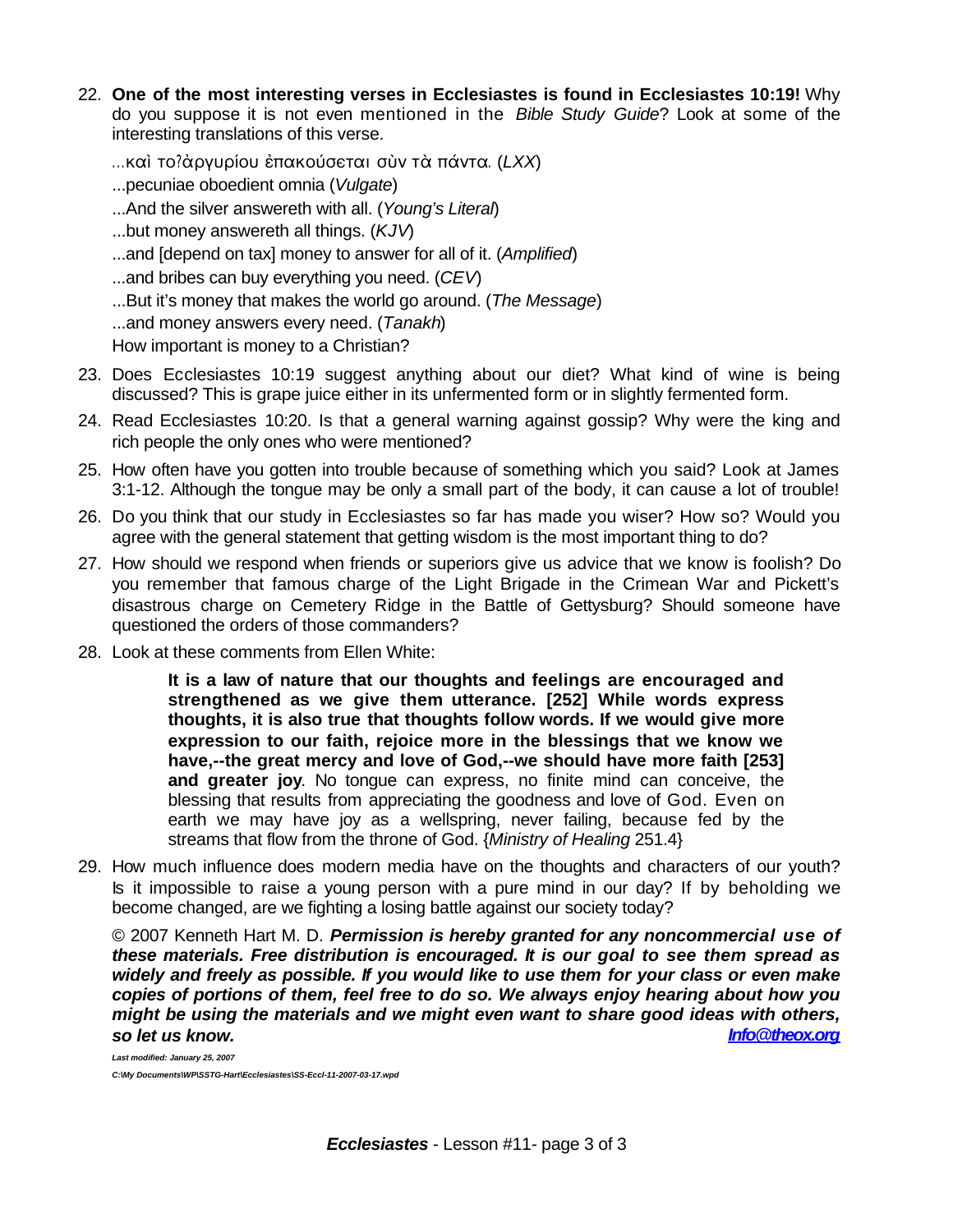22. **One of the most interesting verses in Ecclesiastes is found in Ecclesiastes 10:19!** Why do you suppose it is not even mentioned in the *Bible Study Guide*? Look at some of the interesting translations of this verse.

    ...καὶ τοῦ ἀργυρίου ἐπακούσεται σὺν τὰ πάντα. (*LXX*)

    ...pecuniae oboedient omnia (*Vulgate*)

    ...And the silver answereth with all. (*Young's Literal*)

    ...but money answereth all things. (*KJV*)

    ...and [depend on tax] money to answer for all of it. (*Amplified*)

    ...and bribes can buy everything you need. (*CEV*)

    ...But it's money that makes the world go around. (*The Message*)

    ...and money answers every need. (*Tanakh*)

    How important is money to a Christian?

23. Does Ecclesiastes 10:19 suggest anything about our diet? What kind of wine is being discussed? This is grape juice either in its unfermented form or in slightly fermented form.

24. Read Ecclesiastes 10:20. Is that a general warning against gossip? Why were the king and rich people the only ones who were mentioned?

25. How often have you gotten into trouble because of something which you said? Look at James 3:1-12. Although the tongue may be only a small part of the body, it can cause a lot of trouble!

26. Do you think that our study in Ecclesiastes so far has made you wiser? How so? Would you agree with the general statement that getting wisdom is the most important thing to do?

27. How should we respond when friends or superiors give us advice that we know is foolish? Do you remember that famous charge of the Light Brigade in the Crimean War and Pickett's disastrous charge on Cemetery Ridge in the Battle of Gettysburg? Should someone have questioned the orders of those commanders?

28. Look at these comments from Ellen White:

    > **It is a law of nature that our thoughts and feelings are encouraged and strengthened as we give them utterance. [252] While words express thoughts, it is also true that thoughts follow words. If we would give more expression to our faith, rejoice more in the blessings that we know we have,--the great mercy and love of God,--we should have more faith [253] and greater joy**. No tongue can express, no finite mind can conceive, the blessing that results from appreciating the goodness and love of God. Even on earth we may have joy as a wellspring, never failing, because fed by the streams that flow from the throne of God. {*Ministry of Healing* 251.4}

29. How much influence does modern media have on the thoughts and characters of our youth? Is it impossible to raise a young person with a pure mind in our day? If by beholding we become changed, are we fighting a losing battle against our society today?

© 2007 Kenneth Hart M. D. ***Permission is hereby granted for any noncommercial use of these materials. Free distribution is encouraged. It is our goal to see them spread as widely and freely as possible. If you would like to use them for your class or even make copies of portions of them, feel free to do so. We always enjoy hearing about how you might be using the materials and we might even want to share good ideas with others, so let us know.*** ***Info@theox.org***

***Last modified: January 25, 2007***

***C:\My Documents\WP\SSTG-Hart\Ecclesiastes\SS-Eccl-11-2007-03-17.wpd***